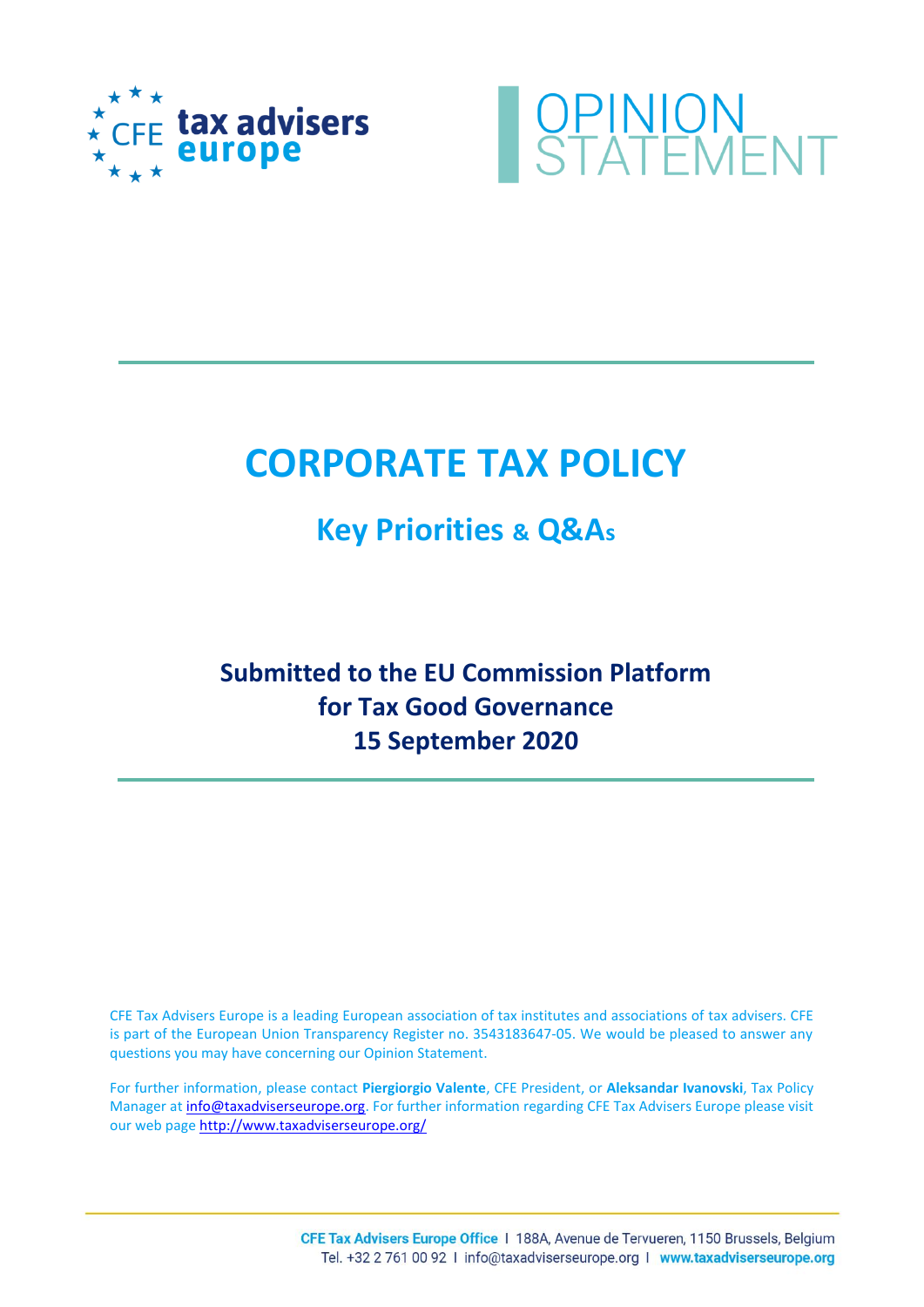CFE tax advisers europe

OPINION STATEMENT

# CORPORATE TAX POLICY

## Key Priorities & Q&As

**Submitted to the EU Commission Platform for Tax Good Governance**
**15 September 2020**

CFE Tax Advisers Europe is a leading European association of tax institutes and associations of tax advisers. CFE is part of the European Union Transparency Register no. 3543183647-05. We would be pleased to answer any questions you may have concerning our Opinion Statement.

For further information, please contact **Piergiorgio Valente**, CFE President, or **Aleksandar Ivanovski**, Tax Policy Manager at info@taxadviserseurope.org. For further information regarding CFE Tax Advisers Europe please visit our web page http://www.taxadviserseurope.org/

**CFE Tax Advisers Europe Office** I 188A, Avenue de Tervueren, 1150 Brussels, Belgium
Tel. +32 2 761 00 92 I info@taxadviserseurope.org I **www.taxadviserseurope.org**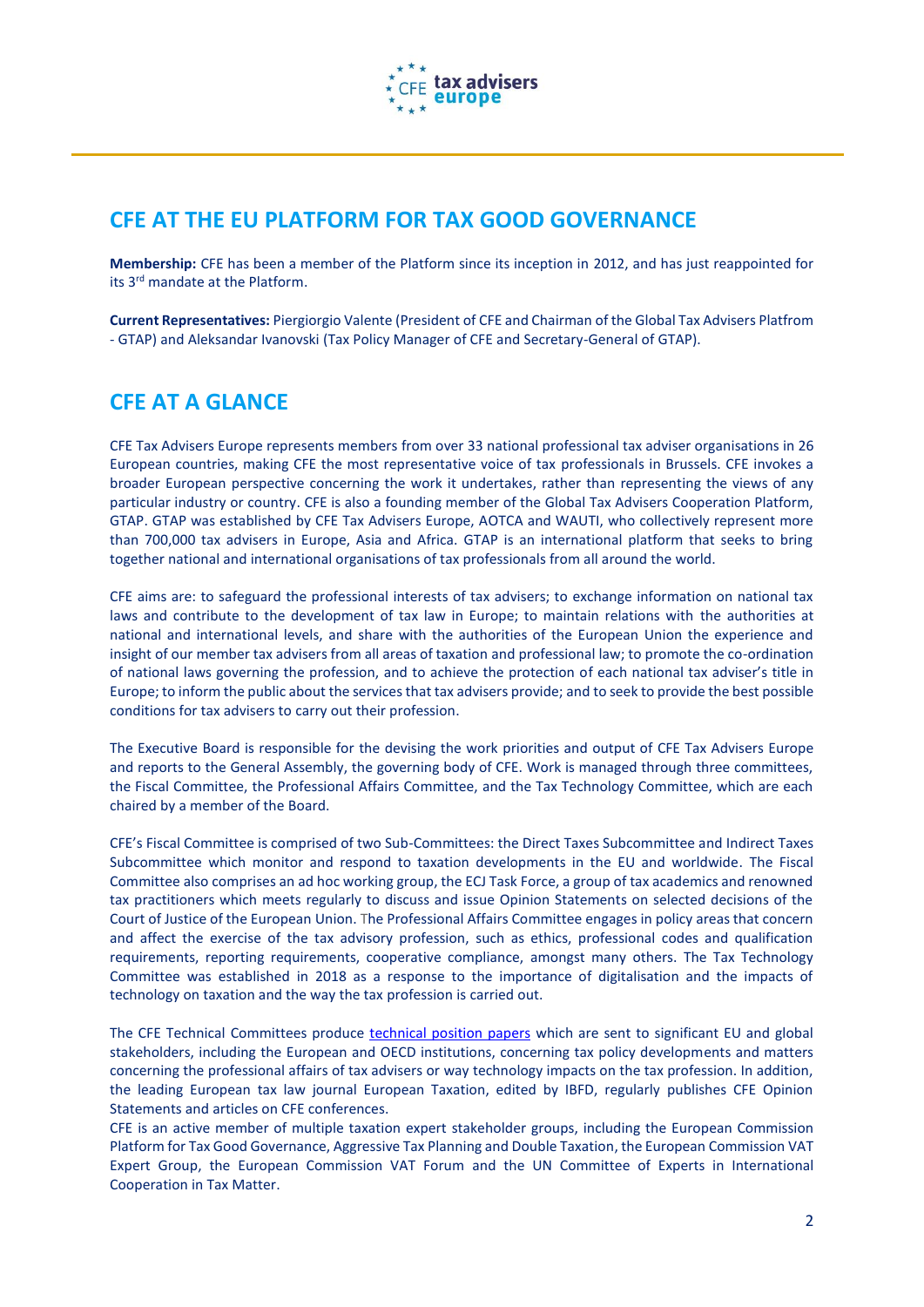## CFE AT THE EU PLATFORM FOR TAX GOOD GOVERNANCE

**Membership:** CFE has been a member of the Platform since its inception in 2012, and has just reappointed for its 3rd mandate at the Platform.

**Current Representatives:** Piergiorgio Valente (President of CFE and Chairman of the Global Tax Advisers Platfrom - GTAP) and Aleksandar Ivanovski (Tax Policy Manager of CFE and Secretary-General of GTAP).

## CFE AT A GLANCE

CFE Tax Advisers Europe represents members from over 33 national professional tax adviser organisations in 26 European countries, making CFE the most representative voice of tax professionals in Brussels. CFE invokes a broader European perspective concerning the work it undertakes, rather than representing the views of any particular industry or country. CFE is also a founding member of the Global Tax Advisers Cooperation Platform, GTAP. GTAP was established by CFE Tax Advisers Europe, AOTCA and WAUTI, who collectively represent more than 700,000 tax advisers in Europe, Asia and Africa. GTAP is an international platform that seeks to bring together national and international organisations of tax professionals from all around the world.

CFE aims are: to safeguard the professional interests of tax advisers; to exchange information on national tax laws and contribute to the development of tax law in Europe; to maintain relations with the authorities at national and international levels, and share with the authorities of the European Union the experience and insight of our member tax advisers from all areas of taxation and professional law; to promote the co-ordination of national laws governing the profession, and to achieve the protection of each national tax adviser's title in Europe; to inform the public about the services that tax advisers provide; and to seek to provide the best possible conditions for tax advisers to carry out their profession.

The Executive Board is responsible for the devising the work priorities and output of CFE Tax Advisers Europe and reports to the General Assembly, the governing body of CFE. Work is managed through three committees, the Fiscal Committee, the Professional Affairs Committee, and the Tax Technology Committee, which are each chaired by a member of the Board.

CFE's Fiscal Committee is comprised of two Sub-Committees: the Direct Taxes Subcommittee and Indirect Taxes Subcommittee which monitor and respond to taxation developments in the EU and worldwide. The Fiscal Committee also comprises an ad hoc working group, the ECJ Task Force, a group of tax academics and renowned tax practitioners which meets regularly to discuss and issue Opinion Statements on selected decisions of the Court of Justice of the European Union. The Professional Affairs Committee engages in policy areas that concern and affect the exercise of the tax advisory profession, such as ethics, professional codes and qualification requirements, reporting requirements, cooperative compliance, amongst many others. The Tax Technology Committee was established in 2018 as a response to the importance of digitalisation and the impacts of technology on taxation and the way the tax profession is carried out.

The CFE Technical Committees produce technical position papers which are sent to significant EU and global stakeholders, including the European and OECD institutions, concerning tax policy developments and matters concerning the professional affairs of tax advisers or way technology impacts on the tax profession. In addition, the leading European tax law journal European Taxation, edited by IBFD, regularly publishes CFE Opinion Statements and articles on CFE conferences.

CFE is an active member of multiple taxation expert stakeholder groups, including the European Commission Platform for Tax Good Governance, Aggressive Tax Planning and Double Taxation, the European Commission VAT Expert Group, the European Commission VAT Forum and the UN Committee of Experts in International Cooperation in Tax Matter.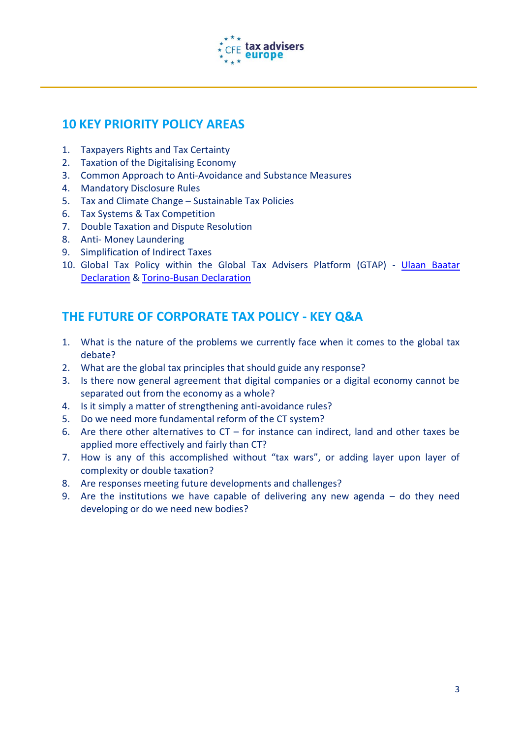## 10 KEY PRIORITY POLICY AREAS

1. Taxpayers Rights and Tax Certainty
2. Taxation of the Digitalising Economy
3. Common Approach to Anti-Avoidance and Substance Measures
4. Mandatory Disclosure Rules
5. Tax and Climate Change – Sustainable Tax Policies
6. Tax Systems & Tax Competition
7. Double Taxation and Dispute Resolution
8. Anti- Money Laundering
9. Simplification of Indirect Taxes
10. Global Tax Policy within the Global Tax Advisers Platform (GTAP) - Ulaan Baatar Declaration & Torino-Busan Declaration

## THE FUTURE OF CORPORATE TAX POLICY - KEY Q&A

1. What is the nature of the problems we currently face when it comes to the global tax debate?
2. What are the global tax principles that should guide any response?
3. Is there now general agreement that digital companies or a digital economy cannot be separated out from the economy as a whole?
4. Is it simply a matter of strengthening anti-avoidance rules?
5. Do we need more fundamental reform of the CT system?
6. Are there other alternatives to CT – for instance can indirect, land and other taxes be applied more effectively and fairly than CT?
7. How is any of this accomplished without "tax wars", or adding layer upon layer of complexity or double taxation?
8. Are responses meeting future developments and challenges?
9. Are the institutions we have capable of delivering any new agenda – do they need developing or do we need new bodies?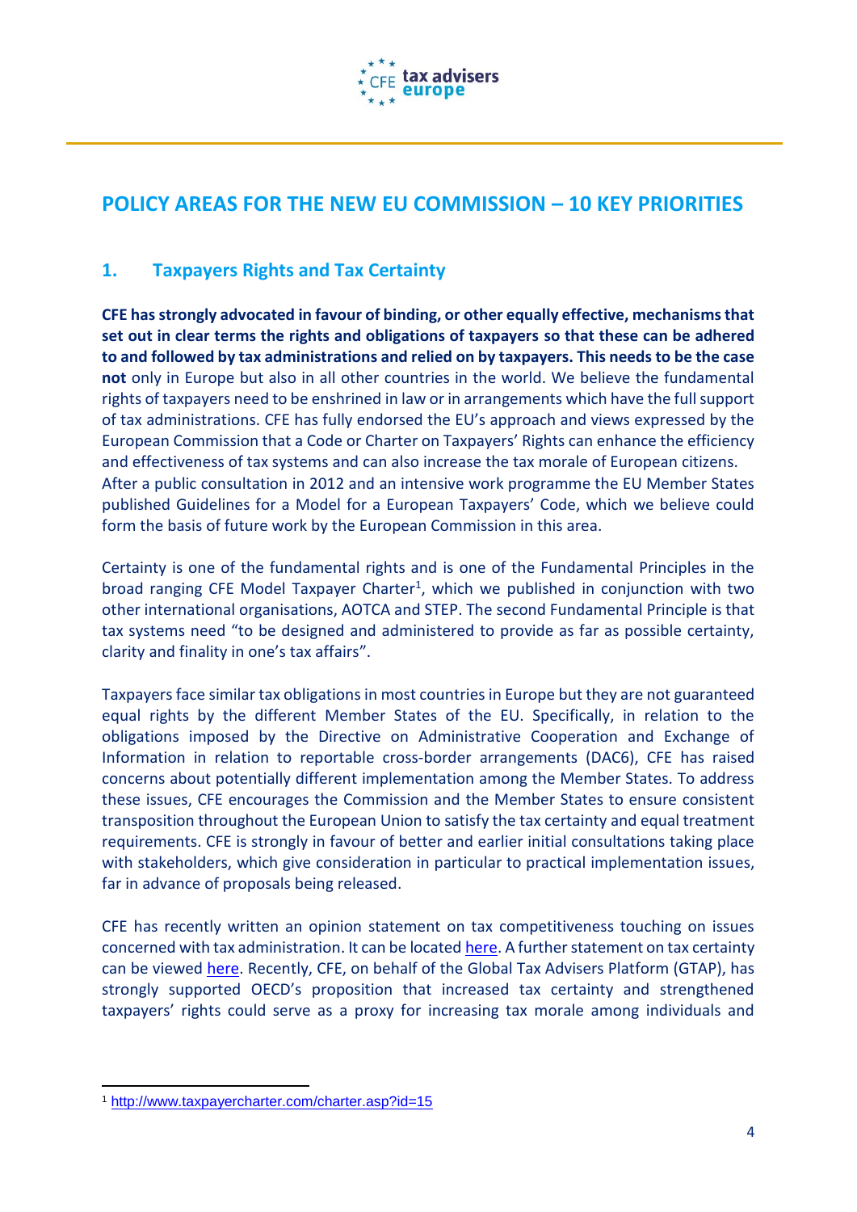# POLICY AREAS FOR THE NEW EU COMMISSION – 10 KEY PRIORITIES

## 1. Taxpayers Rights and Tax Certainty

**CFE has strongly advocated in favour of binding, or other equally effective, mechanisms that set out in clear terms the rights and obligations of taxpayers so that these can be adhered to and followed by tax administrations and relied on by taxpayers. This needs to be the case not** only in Europe but also in all other countries in the world. We believe the fundamental rights of taxpayers need to be enshrined in law or in arrangements which have the full support of tax administrations. CFE has fully endorsed the EU's approach and views expressed by the European Commission that a Code or Charter on Taxpayers' Rights can enhance the efficiency and effectiveness of tax systems and can also increase the tax morale of European citizens. After a public consultation in 2012 and an intensive work programme the EU Member States published Guidelines for a Model for a European Taxpayers' Code, which we believe could form the basis of future work by the European Commission in this area.

Certainty is one of the fundamental rights and is one of the Fundamental Principles in the broad ranging CFE Model Taxpayer Charter[1], which we published in conjunction with two other international organisations, AOTCA and STEP. The second Fundamental Principle is that tax systems need "to be designed and administered to provide as far as possible certainty, clarity and finality in one's tax affairs".

Taxpayers face similar tax obligations in most countries in Europe but they are not guaranteed equal rights by the different Member States of the EU. Specifically, in relation to the obligations imposed by the Directive on Administrative Cooperation and Exchange of Information in relation to reportable cross-border arrangements (DAC6), CFE has raised concerns about potentially different implementation among the Member States. To address these issues, CFE encourages the Commission and the Member States to ensure consistent transposition throughout the European Union to satisfy the tax certainty and equal treatment requirements. CFE is strongly in favour of better and earlier initial consultations taking place with stakeholders, which give consideration in particular to practical implementation issues, far in advance of proposals being released.

CFE has recently written an opinion statement on tax competitiveness touching on issues concerned with tax administration. It can be located here. A further statement on tax certainty can be viewed here. Recently, CFE, on behalf of the Global Tax Advisers Platform (GTAP), has strongly supported OECD's proposition that increased tax certainty and strengthened taxpayers' rights could serve as a proxy for increasing tax morale among individuals and

---

[1] http://www.taxpayercharter.com/charter.asp?id=15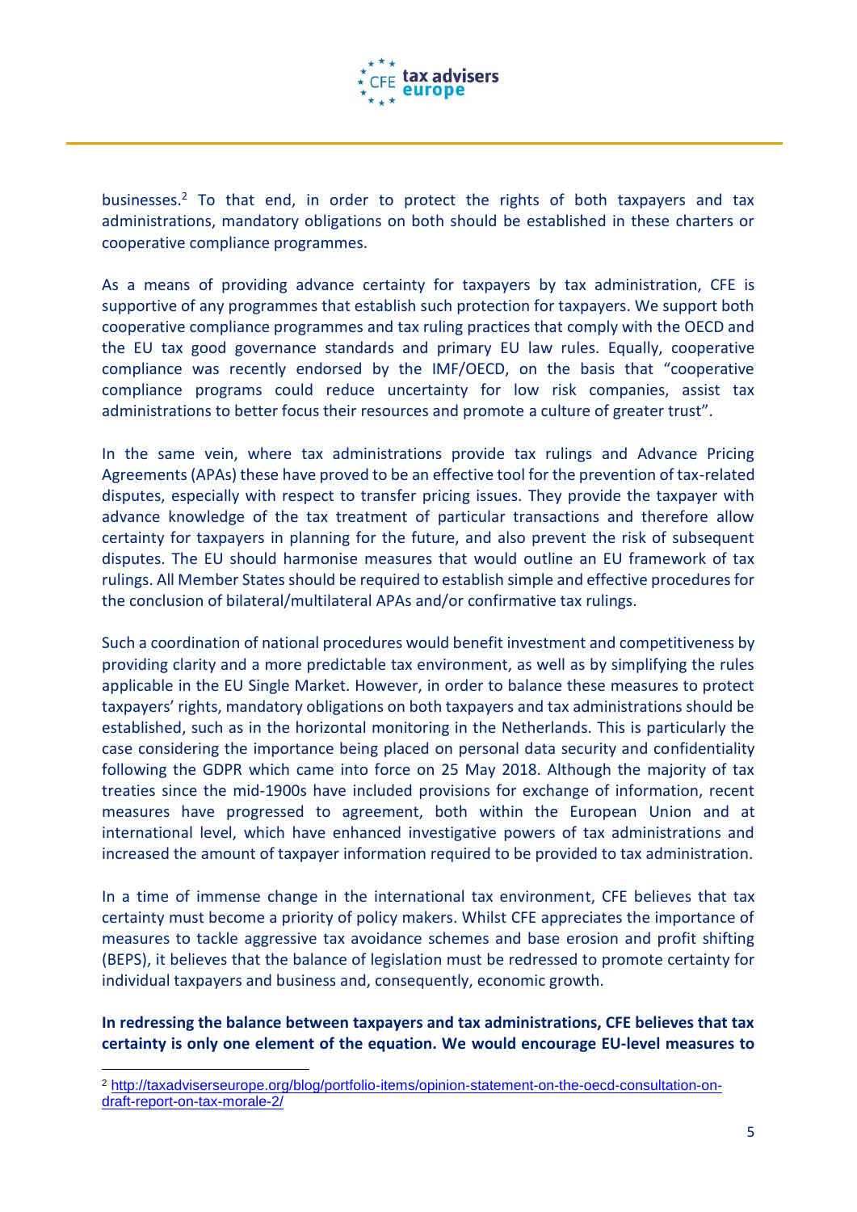businesses.[2] To that end, in order to protect the rights of both taxpayers and tax administrations, mandatory obligations on both should be established in these charters or cooperative compliance programmes.

As a means of providing advance certainty for taxpayers by tax administration, CFE is supportive of any programmes that establish such protection for taxpayers. We support both cooperative compliance programmes and tax ruling practices that comply with the OECD and the EU tax good governance standards and primary EU law rules. Equally, cooperative compliance was recently endorsed by the IMF/OECD, on the basis that "cooperative compliance programs could reduce uncertainty for low risk companies, assist tax administrations to better focus their resources and promote a culture of greater trust".

In the same vein, where tax administrations provide tax rulings and Advance Pricing Agreements (APAs) these have proved to be an effective tool for the prevention of tax-related disputes, especially with respect to transfer pricing issues. They provide the taxpayer with advance knowledge of the tax treatment of particular transactions and therefore allow certainty for taxpayers in planning for the future, and also prevent the risk of subsequent disputes. The EU should harmonise measures that would outline an EU framework of tax rulings. All Member States should be required to establish simple and effective procedures for the conclusion of bilateral/multilateral APAs and/or confirmative tax rulings.

Such a coordination of national procedures would benefit investment and competitiveness by providing clarity and a more predictable tax environment, as well as by simplifying the rules applicable in the EU Single Market. However, in order to balance these measures to protect taxpayers' rights, mandatory obligations on both taxpayers and tax administrations should be established, such as in the horizontal monitoring in the Netherlands. This is particularly the case considering the importance being placed on personal data security and confidentiality following the GDPR which came into force on 25 May 2018. Although the majority of tax treaties since the mid-1900s have included provisions for exchange of information, recent measures have progressed to agreement, both within the European Union and at international level, which have enhanced investigative powers of tax administrations and increased the amount of taxpayer information required to be provided to tax administration.

In a time of immense change in the international tax environment, CFE believes that tax certainty must become a priority of policy makers. Whilst CFE appreciates the importance of measures to tackle aggressive tax avoidance schemes and base erosion and profit shifting (BEPS), it believes that the balance of legislation must be redressed to promote certainty for individual taxpayers and business and, consequently, economic growth.

**In redressing the balance between taxpayers and tax administrations, CFE believes that tax certainty is only one element of the equation. We would encourage EU-level measures to**

---

[2] http://taxadviserseurope.org/blog/portfolio-items/opinion-statement-on-the-oecd-consultation-on-draft-report-on-tax-morale-2/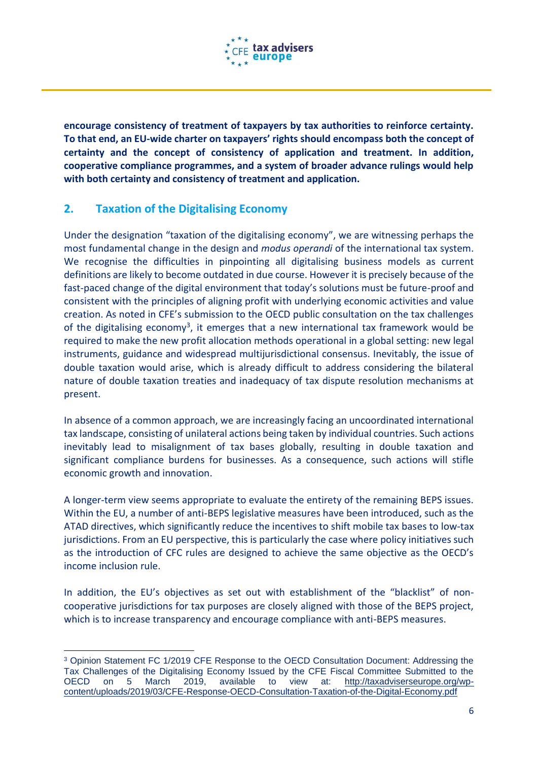**encourage consistency of treatment of taxpayers by tax authorities to reinforce certainty. To that end, an EU-wide charter on taxpayers' rights should encompass both the concept of certainty and the concept of consistency of application and treatment. In addition, cooperative compliance programmes, and a system of broader advance rulings would help with both certainty and consistency of treatment and application.**

## 2. Taxation of the Digitalising Economy

Under the designation "taxation of the digitalising economy", we are witnessing perhaps the most fundamental change in the design and *modus operandi* of the international tax system. We recognise the difficulties in pinpointing all digitalising business models as current definitions are likely to become outdated in due course. However it is precisely because of the fast-paced change of the digital environment that today's solutions must be future-proof and consistent with the principles of aligning profit with underlying economic activities and value creation. As noted in CFE's submission to the OECD public consultation on the tax challenges of the digitalising economy[3], it emerges that a new international tax framework would be required to make the new profit allocation methods operational in a global setting: new legal instruments, guidance and widespread multijurisdictional consensus. Inevitably, the issue of double taxation would arise, which is already difficult to address considering the bilateral nature of double taxation treaties and inadequacy of tax dispute resolution mechanisms at present.

In absence of a common approach, we are increasingly facing an uncoordinated international tax landscape, consisting of unilateral actions being taken by individual countries. Such actions inevitably lead to misalignment of tax bases globally, resulting in double taxation and significant compliance burdens for businesses. As a consequence, such actions will stifle economic growth and innovation.

A longer-term view seems appropriate to evaluate the entirety of the remaining BEPS issues. Within the EU, a number of anti-BEPS legislative measures have been introduced, such as the ATAD directives, which significantly reduce the incentives to shift mobile tax bases to low-tax jurisdictions. From an EU perspective, this is particularly the case where policy initiatives such as the introduction of CFC rules are designed to achieve the same objective as the OECD's income inclusion rule.

In addition, the EU's objectives as set out with establishment of the "blacklist" of non-cooperative jurisdictions for tax purposes are closely aligned with those of the BEPS project, which is to increase transparency and encourage compliance with anti-BEPS measures.

---

[3] Opinion Statement FC 1/2019 CFE Response to the OECD Consultation Document: Addressing the Tax Challenges of the Digitalising Economy Issued by the CFE Fiscal Committee Submitted to the OECD on 5 March 2019, available to view at: http://taxadviserseurope.org/wp-content/uploads/2019/03/CFE-Response-OECD-Consultation-Taxation-of-the-Digital-Economy.pdf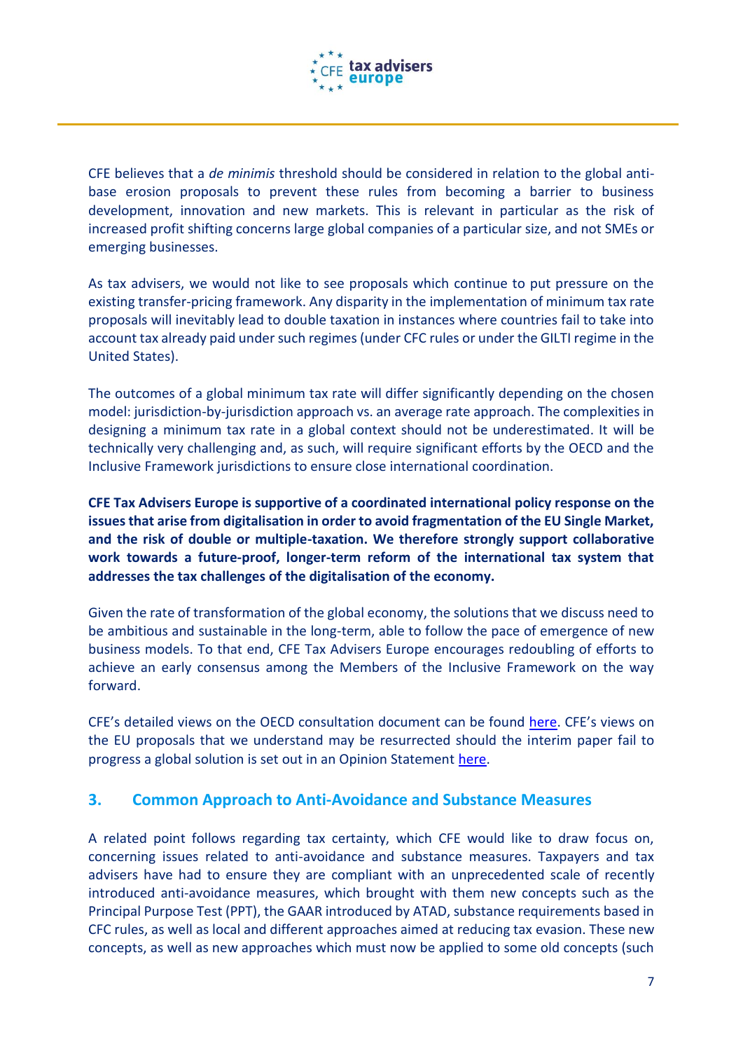CFE believes that a *de minimis* threshold should be considered in relation to the global anti-base erosion proposals to prevent these rules from becoming a barrier to business development, innovation and new markets. This is relevant in particular as the risk of increased profit shifting concerns large global companies of a particular size, and not SMEs or emerging businesses.

As tax advisers, we would not like to see proposals which continue to put pressure on the existing transfer-pricing framework. Any disparity in the implementation of minimum tax rate proposals will inevitably lead to double taxation in instances where countries fail to take into account tax already paid under such regimes (under CFC rules or under the GILTI regime in the United States).

The outcomes of a global minimum tax rate will differ significantly depending on the chosen model: jurisdiction-by-jurisdiction approach vs. an average rate approach. The complexities in designing a minimum tax rate in a global context should not be underestimated. It will be technically very challenging and, as such, will require significant efforts by the OECD and the Inclusive Framework jurisdictions to ensure close international coordination.

**CFE Tax Advisers Europe is supportive of a coordinated international policy response on the issues that arise from digitalisation in order to avoid fragmentation of the EU Single Market, and the risk of double or multiple-taxation. We therefore strongly support collaborative work towards a future-proof, longer-term reform of the international tax system that addresses the tax challenges of the digitalisation of the economy.**

Given the rate of transformation of the global economy, the solutions that we discuss need to be ambitious and sustainable in the long-term, able to follow the pace of emergence of new business models. To that end, CFE Tax Advisers Europe encourages redoubling of efforts to achieve an early consensus among the Members of the Inclusive Framework on the way forward.

CFE's detailed views on the OECD consultation document can be found here. CFE's views on the EU proposals that we understand may be resurrected should the interim paper fail to progress a global solution is set out in an Opinion Statement here.

## 3. Common Approach to Anti-Avoidance and Substance Measures

A related point follows regarding tax certainty, which CFE would like to draw focus on, concerning issues related to anti-avoidance and substance measures. Taxpayers and tax advisers have had to ensure they are compliant with an unprecedented scale of recently introduced anti-avoidance measures, which brought with them new concepts such as the Principal Purpose Test (PPT), the GAAR introduced by ATAD, substance requirements based in CFC rules, as well as local and different approaches aimed at reducing tax evasion. These new concepts, as well as new approaches which must now be applied to some old concepts (such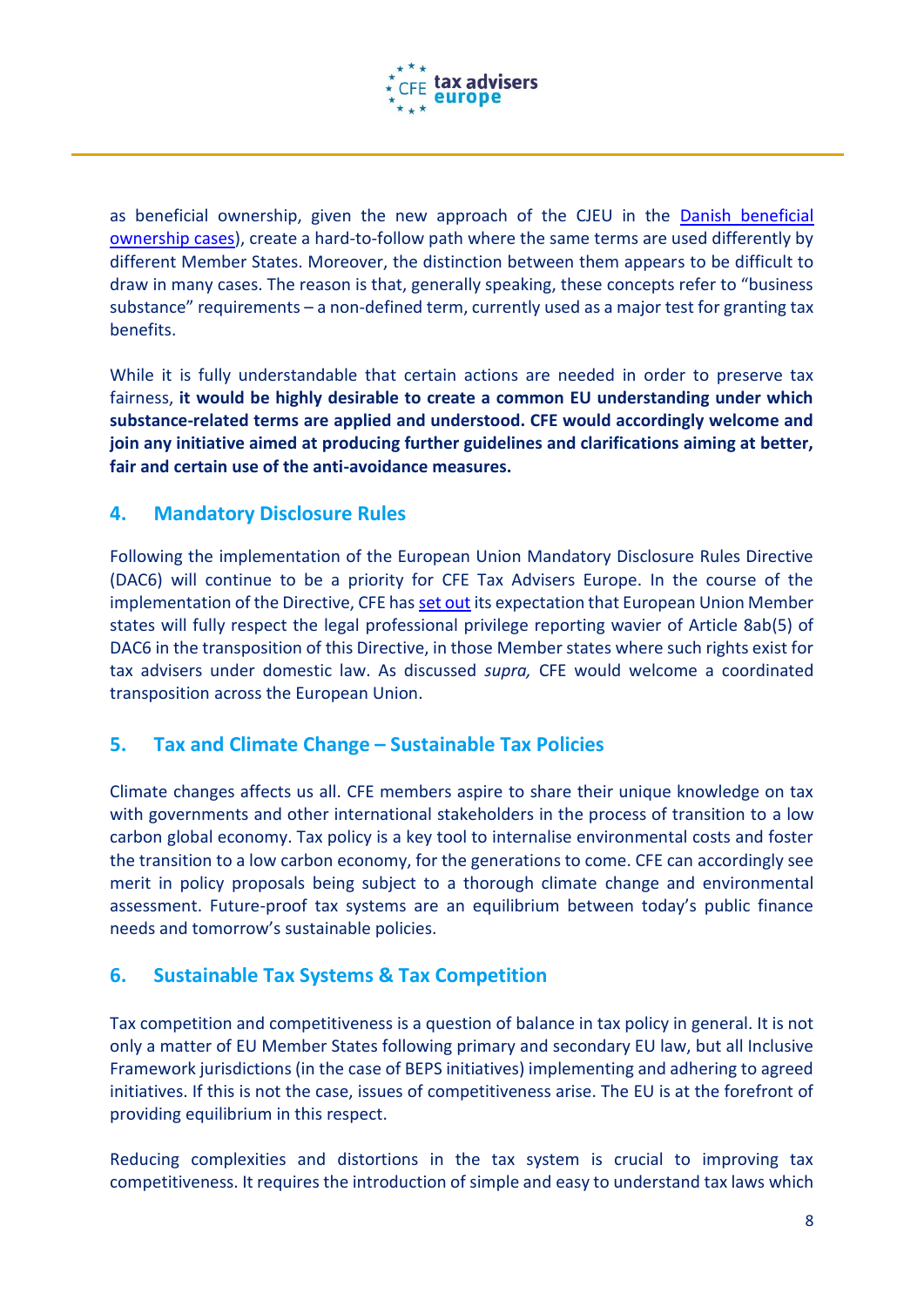as beneficial ownership, given the new approach of the CJEU in the [Danish beneficial ownership cases](), create a hard-to-follow path where the same terms are used differently by different Member States. Moreover, the distinction between them appears to be difficult to draw in many cases. The reason is that, generally speaking, these concepts refer to "business substance" requirements – a non-defined term, currently used as a major test for granting tax benefits.

While it is fully understandable that certain actions are needed in order to preserve tax fairness, **it would be highly desirable to create a common EU understanding under which substance-related terms are applied and understood. CFE would accordingly welcome and join any initiative aimed at producing further guidelines and clarifications aiming at better, fair and certain use of the anti-avoidance measures.**

## 4. Mandatory Disclosure Rules

Following the implementation of the European Union Mandatory Disclosure Rules Directive (DAC6) will continue to be a priority for CFE Tax Advisers Europe. In the course of the implementation of the Directive, CFE has [set out]() its expectation that European Union Member states will fully respect the legal professional privilege reporting wavier of Article 8ab(5) of DAC6 in the transposition of this Directive, in those Member states where such rights exist for tax advisers under domestic law. As discussed *supra,* CFE would welcome a coordinated transposition across the European Union.

## 5. Tax and Climate Change – Sustainable Tax Policies

Climate changes affects us all. CFE members aspire to share their unique knowledge on tax with governments and other international stakeholders in the process of transition to a low carbon global economy. Tax policy is a key tool to internalise environmental costs and foster the transition to a low carbon economy, for the generations to come. CFE can accordingly see merit in policy proposals being subject to a thorough climate change and environmental assessment. Future-proof tax systems are an equilibrium between today's public finance needs and tomorrow's sustainable policies.

## 6. Sustainable Tax Systems & Tax Competition

Tax competition and competitiveness is a question of balance in tax policy in general. It is not only a matter of EU Member States following primary and secondary EU law, but all Inclusive Framework jurisdictions (in the case of BEPS initiatives) implementing and adhering to agreed initiatives. If this is not the case, issues of competitiveness arise. The EU is at the forefront of providing equilibrium in this respect.

Reducing complexities and distortions in the tax system is crucial to improving tax competitiveness. It requires the introduction of simple and easy to understand tax laws which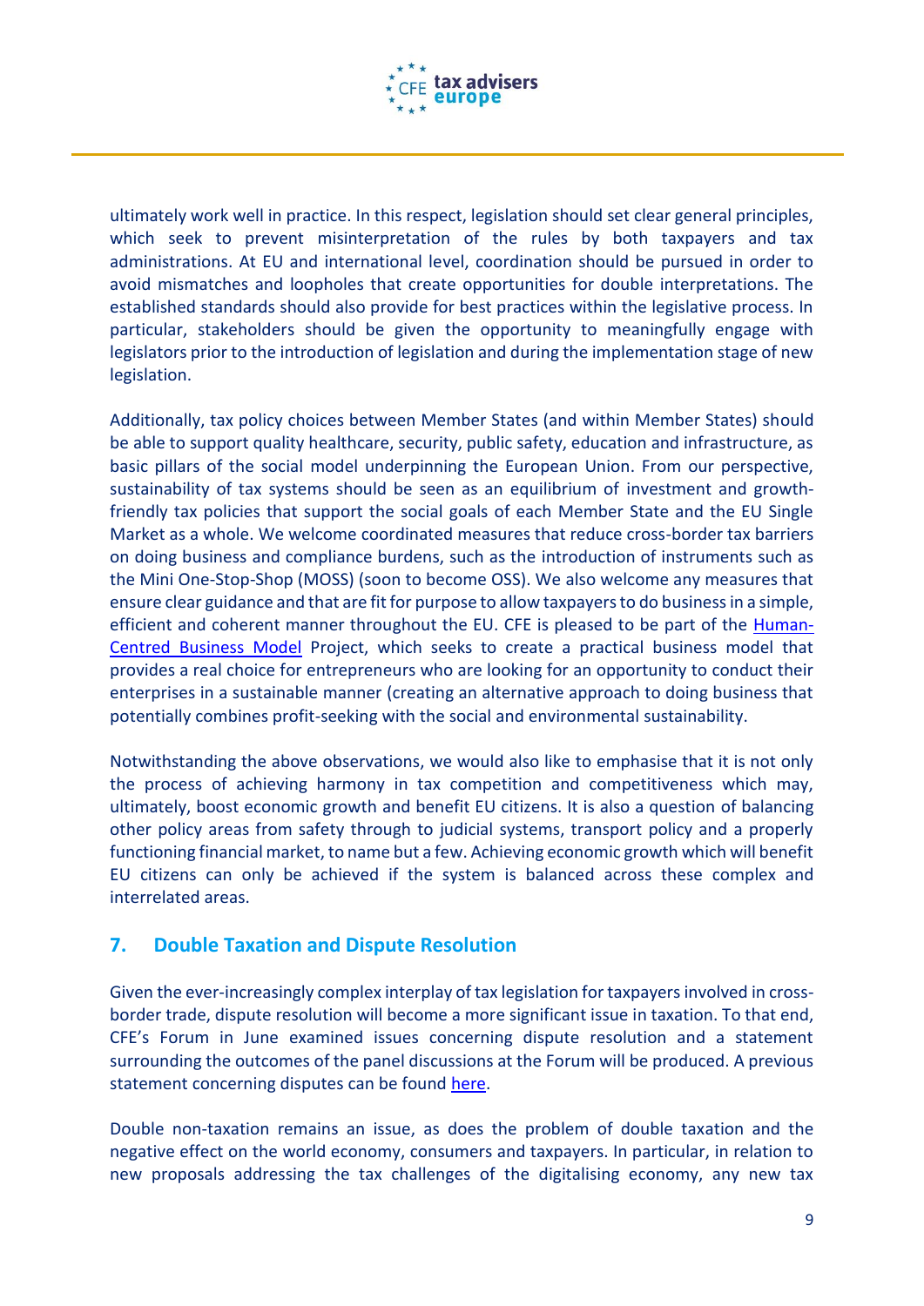ultimately work well in practice. In this respect, legislation should set clear general principles, which seek to prevent misinterpretation of the rules by both taxpayers and tax administrations. At EU and international level, coordination should be pursued in order to avoid mismatches and loopholes that create opportunities for double interpretations. The established standards should also provide for best practices within the legislative process. In particular, stakeholders should be given the opportunity to meaningfully engage with legislators prior to the introduction of legislation and during the implementation stage of new legislation.

Additionally, tax policy choices between Member States (and within Member States) should be able to support quality healthcare, security, public safety, education and infrastructure, as basic pillars of the social model underpinning the European Union. From our perspective, sustainability of tax systems should be seen as an equilibrium of investment and growth-friendly tax policies that support the social goals of each Member State and the EU Single Market as a whole. We welcome coordinated measures that reduce cross-border tax barriers on doing business and compliance burdens, such as the introduction of instruments such as the Mini One-Stop-Shop (MOSS) (soon to become OSS). We also welcome any measures that ensure clear guidance and that are fit for purpose to allow taxpayers to do business in a simple, efficient and coherent manner throughout the EU. CFE is pleased to be part of the Human-Centred Business Model Project, which seeks to create a practical business model that provides a real choice for entrepreneurs who are looking for an opportunity to conduct their enterprises in a sustainable manner (creating an alternative approach to doing business that potentially combines profit-seeking with the social and environmental sustainability.

Notwithstanding the above observations, we would also like to emphasise that it is not only the process of achieving harmony in tax competition and competitiveness which may, ultimately, boost economic growth and benefit EU citizens. It is also a question of balancing other policy areas from safety through to judicial systems, transport policy and a properly functioning financial market, to name but a few. Achieving economic growth which will benefit EU citizens can only be achieved if the system is balanced across these complex and interrelated areas.

## 7. Double Taxation and Dispute Resolution

Given the ever-increasingly complex interplay of tax legislation for taxpayers involved in cross-border trade, dispute resolution will become a more significant issue in taxation. To that end, CFE's Forum in June examined issues concerning dispute resolution and a statement surrounding the outcomes of the panel discussions at the Forum will be produced. A previous statement concerning disputes can be found here.

Double non-taxation remains an issue, as does the problem of double taxation and the negative effect on the world economy, consumers and taxpayers. In particular, in relation to new proposals addressing the tax challenges of the digitalising economy, any new tax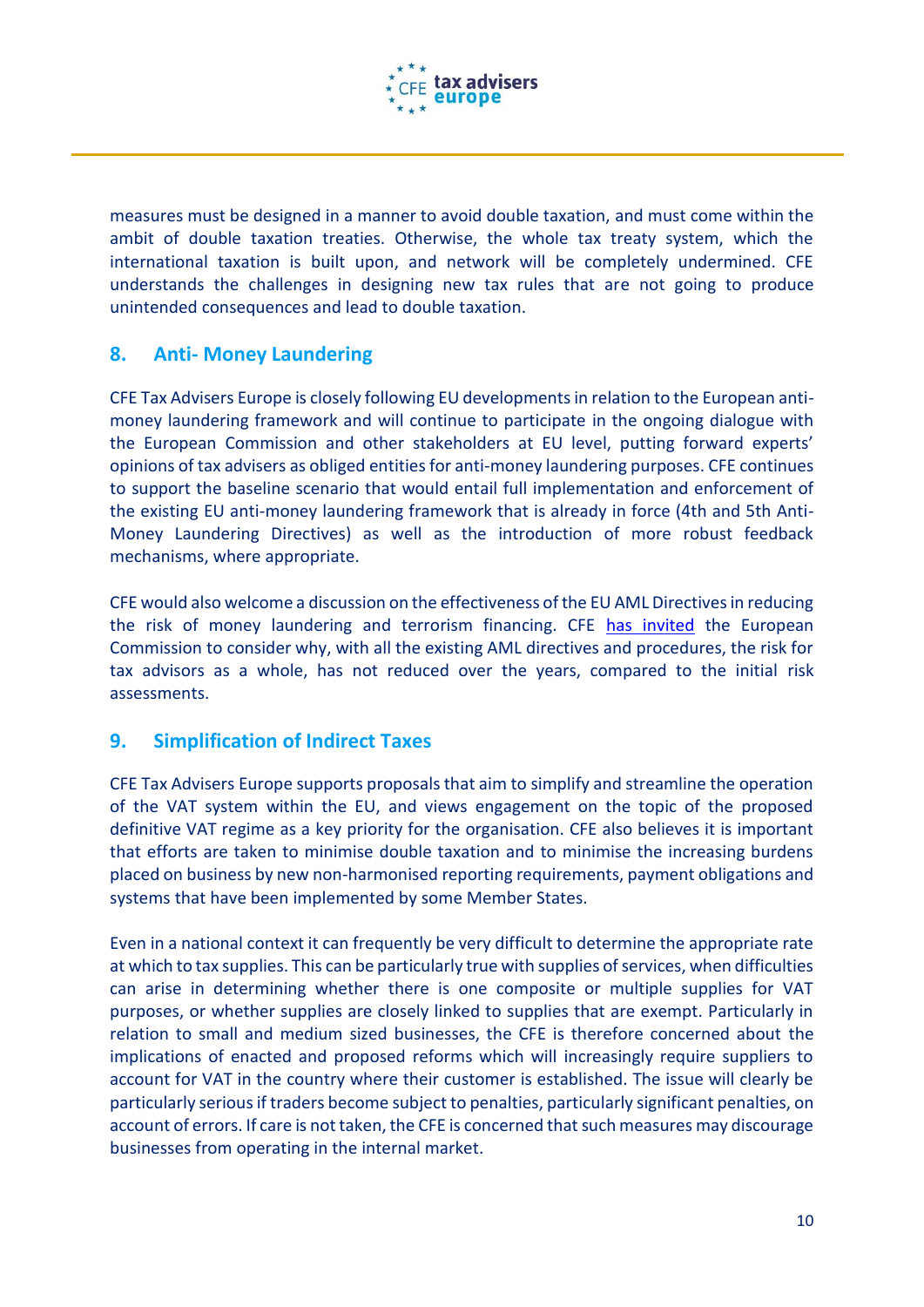measures must be designed in a manner to avoid double taxation, and must come within the ambit of double taxation treaties. Otherwise, the whole tax treaty system, which the international taxation is built upon, and network will be completely undermined. CFE understands the challenges in designing new tax rules that are not going to produce unintended consequences and lead to double taxation.

## 8. Anti- Money Laundering

CFE Tax Advisers Europe is closely following EU developments in relation to the European anti-money laundering framework and will continue to participate in the ongoing dialogue with the European Commission and other stakeholders at EU level, putting forward experts' opinions of tax advisers as obliged entities for anti-money laundering purposes. CFE continues to support the baseline scenario that would entail full implementation and enforcement of the existing EU anti-money laundering framework that is already in force (4th and 5th Anti-Money Laundering Directives) as well as the introduction of more robust feedback mechanisms, where appropriate.

CFE would also welcome a discussion on the effectiveness of the EU AML Directives in reducing the risk of money laundering and terrorism financing. CFE has invited the European Commission to consider why, with all the existing AML directives and procedures, the risk for tax advisors as a whole, has not reduced over the years, compared to the initial risk assessments.

## 9. Simplification of Indirect Taxes

CFE Tax Advisers Europe supports proposals that aim to simplify and streamline the operation of the VAT system within the EU, and views engagement on the topic of the proposed definitive VAT regime as a key priority for the organisation. CFE also believes it is important that efforts are taken to minimise double taxation and to minimise the increasing burdens placed on business by new non-harmonised reporting requirements, payment obligations and systems that have been implemented by some Member States.

Even in a national context it can frequently be very difficult to determine the appropriate rate at which to tax supplies. This can be particularly true with supplies of services, when difficulties can arise in determining whether there is one composite or multiple supplies for VAT purposes, or whether supplies are closely linked to supplies that are exempt. Particularly in relation to small and medium sized businesses, the CFE is therefore concerned about the implications of enacted and proposed reforms which will increasingly require suppliers to account for VAT in the country where their customer is established. The issue will clearly be particularly serious if traders become subject to penalties, particularly significant penalties, on account of errors. If care is not taken, the CFE is concerned that such measures may discourage businesses from operating in the internal market.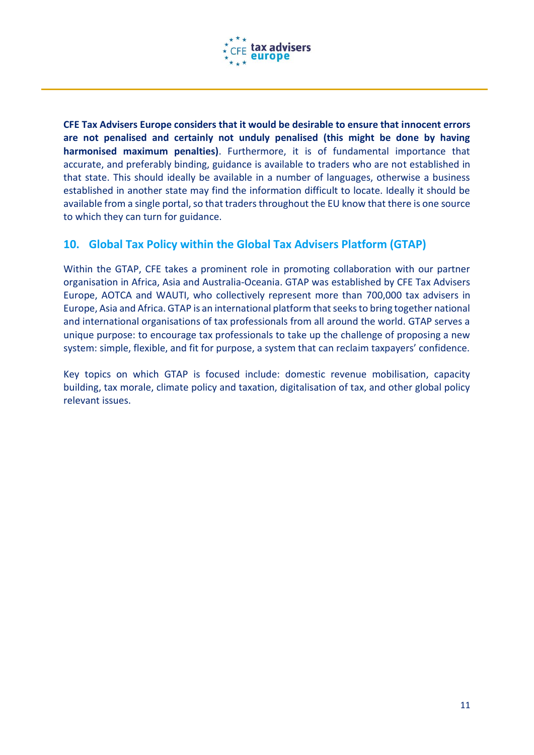**CFE Tax Advisers Europe considers that it would be desirable to ensure that innocent errors are not penalised and certainly not unduly penalised (this might be done by having harmonised maximum penalties)**. Furthermore, it is of fundamental importance that accurate, and preferably binding, guidance is available to traders who are not established in that state. This should ideally be available in a number of languages, otherwise a business established in another state may find the information difficult to locate. Ideally it should be available from a single portal, so that traders throughout the EU know that there is one source to which they can turn for guidance.

## 10. Global Tax Policy within the Global Tax Advisers Platform (GTAP)

Within the GTAP, CFE takes a prominent role in promoting collaboration with our partner organisation in Africa, Asia and Australia-Oceania. GTAP was established by CFE Tax Advisers Europe, AOTCA and WAUTI, who collectively represent more than 700,000 tax advisers in Europe, Asia and Africa. GTAP is an international platform that seeks to bring together national and international organisations of tax professionals from all around the world. GTAP serves a unique purpose: to encourage tax professionals to take up the challenge of proposing a new system: simple, flexible, and fit for purpose, a system that can reclaim taxpayers' confidence.

Key topics on which GTAP is focused include: domestic revenue mobilisation, capacity building, tax morale, climate policy and taxation, digitalisation of tax, and other global policy relevant issues.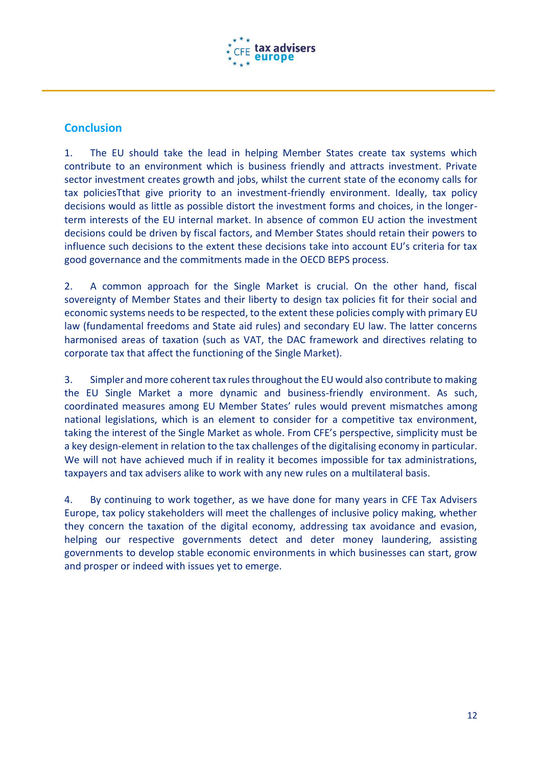## Conclusion

1. The EU should take the lead in helping Member States create tax systems which contribute to an environment which is business friendly and attracts investment. Private sector investment creates growth and jobs, whilst the current state of the economy calls for tax policiesTthat give priority to an investment-friendly environment. Ideally, tax policy decisions would as little as possible distort the investment forms and choices, in the longer-term interests of the EU internal market. In absence of common EU action the investment decisions could be driven by fiscal factors, and Member States should retain their powers to influence such decisions to the extent these decisions take into account EU's criteria for tax good governance and the commitments made in the OECD BEPS process.

2. A common approach for the Single Market is crucial. On the other hand, fiscal sovereignty of Member States and their liberty to design tax policies fit for their social and economic systems needs to be respected, to the extent these policies comply with primary EU law (fundamental freedoms and State aid rules) and secondary EU law. The latter concerns harmonised areas of taxation (such as VAT, the DAC framework and directives relating to corporate tax that affect the functioning of the Single Market).

3. Simpler and more coherent tax rules throughout the EU would also contribute to making the EU Single Market a more dynamic and business-friendly environment. As such, coordinated measures among EU Member States' rules would prevent mismatches among national legislations, which is an element to consider for a competitive tax environment, taking the interest of the Single Market as whole. From CFE's perspective, simplicity must be a key design-element in relation to the tax challenges of the digitalising economy in particular. We will not have achieved much if in reality it becomes impossible for tax administrations, taxpayers and tax advisers alike to work with any new rules on a multilateral basis.

4. By continuing to work together, as we have done for many years in CFE Tax Advisers Europe, tax policy stakeholders will meet the challenges of inclusive policy making, whether they concern the taxation of the digital economy, addressing tax avoidance and evasion, helping our respective governments detect and deter money laundering, assisting governments to develop stable economic environments in which businesses can start, grow and prosper or indeed with issues yet to emerge.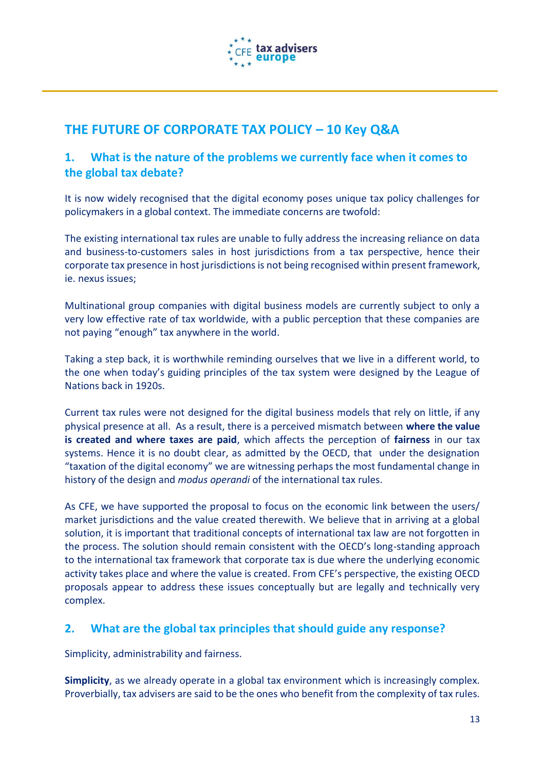## THE FUTURE OF CORPORATE TAX POLICY – 10 Key Q&A

### 1. What is the nature of the problems we currently face when it comes to the global tax debate?

It is now widely recognised that the digital economy poses unique tax policy challenges for policymakers in a global context. The immediate concerns are twofold:

The existing international tax rules are unable to fully address the increasing reliance on data and business-to-customers sales in host jurisdictions from a tax perspective, hence their corporate tax presence in host jurisdictions is not being recognised within present framework, ie. nexus issues;

Multinational group companies with digital business models are currently subject to only a very low effective rate of tax worldwide, with a public perception that these companies are not paying "enough" tax anywhere in the world.

Taking a step back, it is worthwhile reminding ourselves that we live in a different world, to the one when today's guiding principles of the tax system were designed by the League of Nations back in 1920s.

Current tax rules were not designed for the digital business models that rely on little, if any physical presence at all. As a result, there is a perceived mismatch between **where the value is created and where taxes are paid**, which affects the perception of **fairness** in our tax systems. Hence it is no doubt clear, as admitted by the OECD, that under the designation "taxation of the digital economy" we are witnessing perhaps the most fundamental change in history of the design and *modus operandi* of the international tax rules.

As CFE, we have supported the proposal to focus on the economic link between the users/ market jurisdictions and the value created therewith. We believe that in arriving at a global solution, it is important that traditional concepts of international tax law are not forgotten in the process. The solution should remain consistent with the OECD's long-standing approach to the international tax framework that corporate tax is due where the underlying economic activity takes place and where the value is created. From CFE's perspective, the existing OECD proposals appear to address these issues conceptually but are legally and technically very complex.

### 2. What are the global tax principles that should guide any response?

Simplicity, administrability and fairness.

**Simplicity**, as we already operate in a global tax environment which is increasingly complex. Proverbially, tax advisers are said to be the ones who benefit from the complexity of tax rules.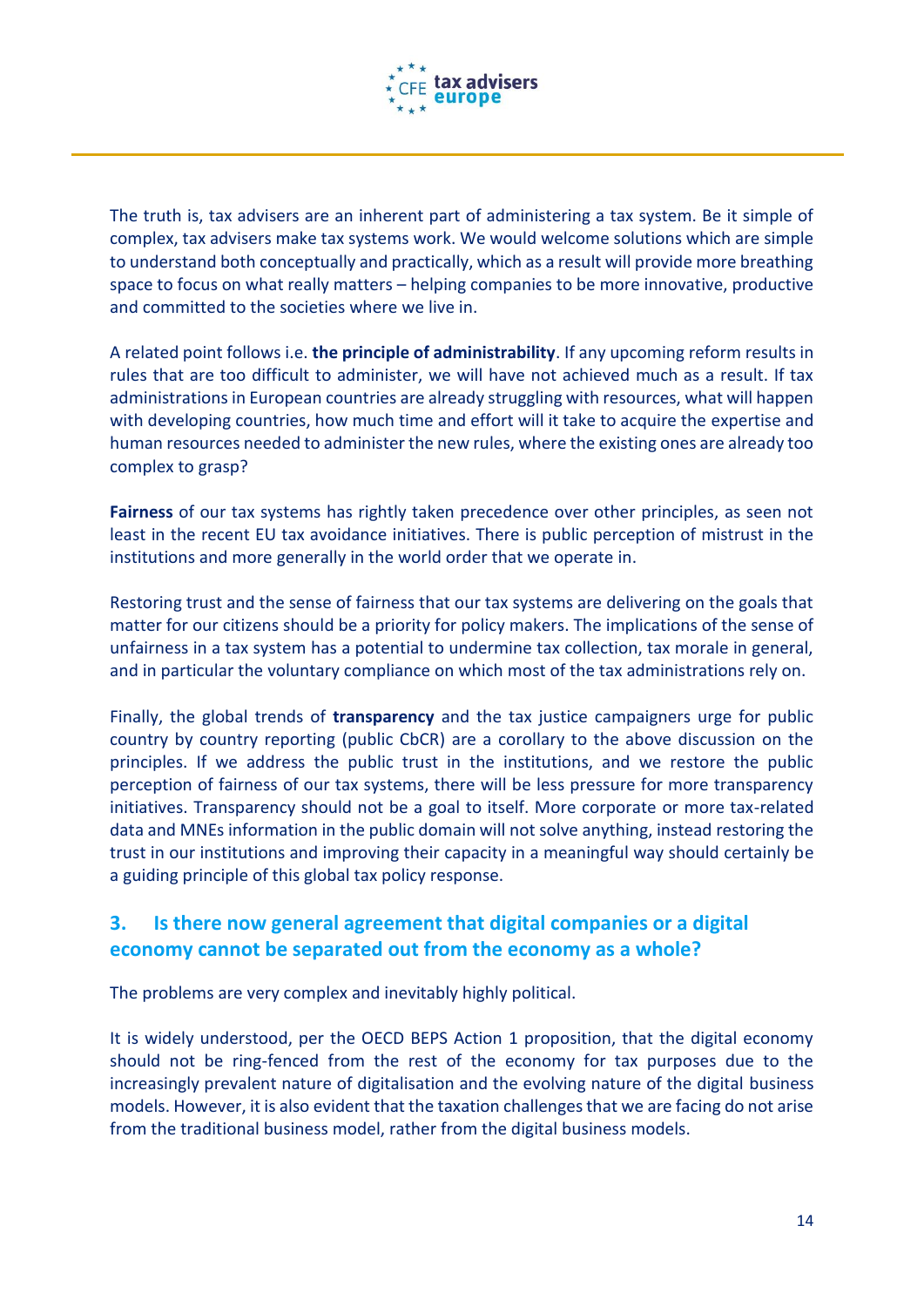The truth is, tax advisers are an inherent part of administering a tax system. Be it simple of complex, tax advisers make tax systems work. We would welcome solutions which are simple to understand both conceptually and practically, which as a result will provide more breathing space to focus on what really matters – helping companies to be more innovative, productive and committed to the societies where we live in.

A related point follows i.e. **the principle of administrability**. If any upcoming reform results in rules that are too difficult to administer, we will have not achieved much as a result. If tax administrations in European countries are already struggling with resources, what will happen with developing countries, how much time and effort will it take to acquire the expertise and human resources needed to administer the new rules, where the existing ones are already too complex to grasp?

**Fairness** of our tax systems has rightly taken precedence over other principles, as seen not least in the recent EU tax avoidance initiatives. There is public perception of mistrust in the institutions and more generally in the world order that we operate in.

Restoring trust and the sense of fairness that our tax systems are delivering on the goals that matter for our citizens should be a priority for policy makers. The implications of the sense of unfairness in a tax system has a potential to undermine tax collection, tax morale in general, and in particular the voluntary compliance on which most of the tax administrations rely on.

Finally, the global trends of **transparency** and the tax justice campaigners urge for public country by country reporting (public CbCR) are a corollary to the above discussion on the principles. If we address the public trust in the institutions, and we restore the public perception of fairness of our tax systems, there will be less pressure for more transparency initiatives. Transparency should not be a goal to itself. More corporate or more tax-related data and MNEs information in the public domain will not solve anything, instead restoring the trust in our institutions and improving their capacity in a meaningful way should certainly be a guiding principle of this global tax policy response.

## 3. Is there now general agreement that digital companies or a digital economy cannot be separated out from the economy as a whole?

The problems are very complex and inevitably highly political.

It is widely understood, per the OECD BEPS Action 1 proposition, that the digital economy should not be ring-fenced from the rest of the economy for tax purposes due to the increasingly prevalent nature of digitalisation and the evolving nature of the digital business models. However, it is also evident that the taxation challenges that we are facing do not arise from the traditional business model, rather from the digital business models.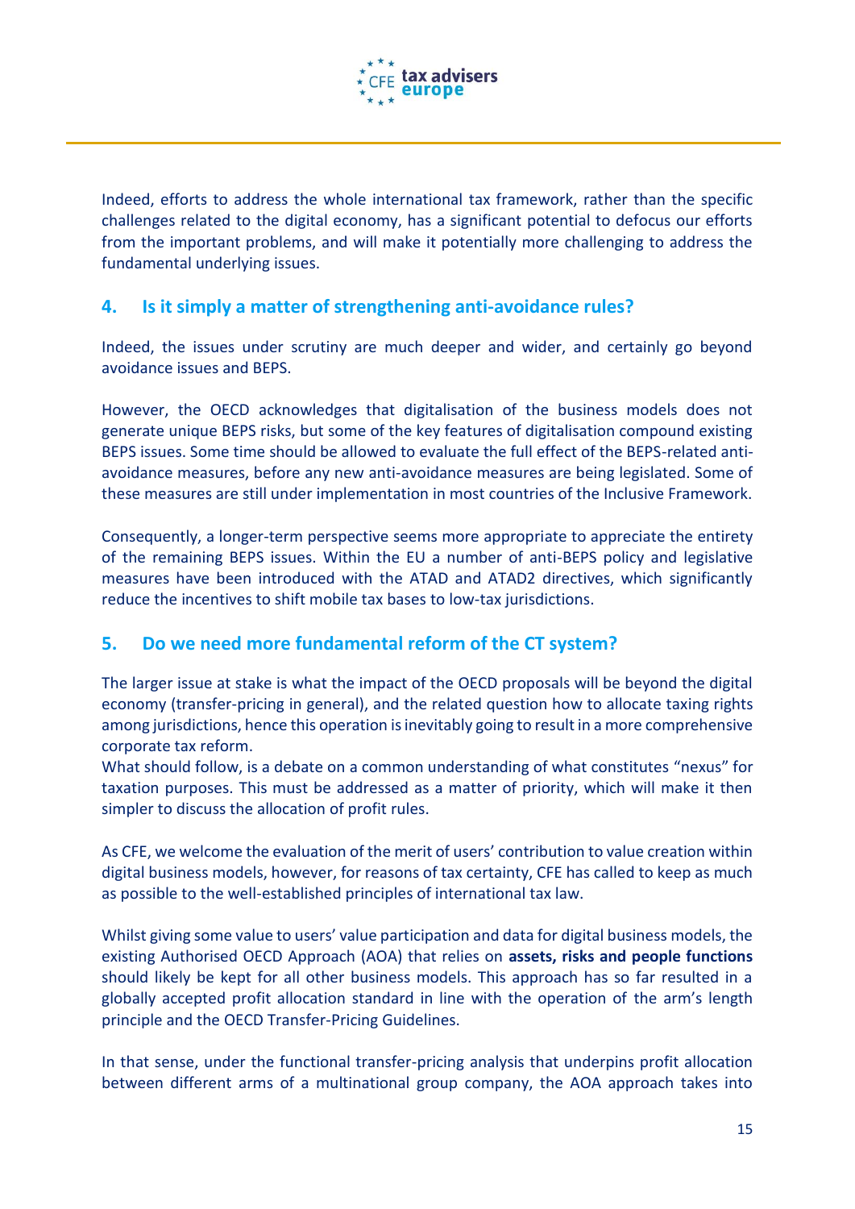Indeed, efforts to address the whole international tax framework, rather than the specific challenges related to the digital economy, has a significant potential to defocus our efforts from the important problems, and will make it potentially more challenging to address the fundamental underlying issues.

## 4. Is it simply a matter of strengthening anti-avoidance rules?

Indeed, the issues under scrutiny are much deeper and wider, and certainly go beyond avoidance issues and BEPS.

However, the OECD acknowledges that digitalisation of the business models does not generate unique BEPS risks, but some of the key features of digitalisation compound existing BEPS issues. Some time should be allowed to evaluate the full effect of the BEPS-related anti-avoidance measures, before any new anti-avoidance measures are being legislated. Some of these measures are still under implementation in most countries of the Inclusive Framework.

Consequently, a longer-term perspective seems more appropriate to appreciate the entirety of the remaining BEPS issues. Within the EU a number of anti-BEPS policy and legislative measures have been introduced with the ATAD and ATAD2 directives, which significantly reduce the incentives to shift mobile tax bases to low-tax jurisdictions.

## 5. Do we need more fundamental reform of the CT system?

The larger issue at stake is what the impact of the OECD proposals will be beyond the digital economy (transfer-pricing in general), and the related question how to allocate taxing rights among jurisdictions, hence this operation is inevitably going to result in a more comprehensive corporate tax reform.
What should follow, is a debate on a common understanding of what constitutes "nexus" for taxation purposes. This must be addressed as a matter of priority, which will make it then simpler to discuss the allocation of profit rules.

As CFE, we welcome the evaluation of the merit of users' contribution to value creation within digital business models, however, for reasons of tax certainty, CFE has called to keep as much as possible to the well-established principles of international tax law.

Whilst giving some value to users' value participation and data for digital business models, the existing Authorised OECD Approach (AOA) that relies on **assets, risks and people functions** should likely be kept for all other business models. This approach has so far resulted in a globally accepted profit allocation standard in line with the operation of the arm's length principle and the OECD Transfer-Pricing Guidelines.

In that sense, under the functional transfer-pricing analysis that underpins profit allocation between different arms of a multinational group company, the AOA approach takes into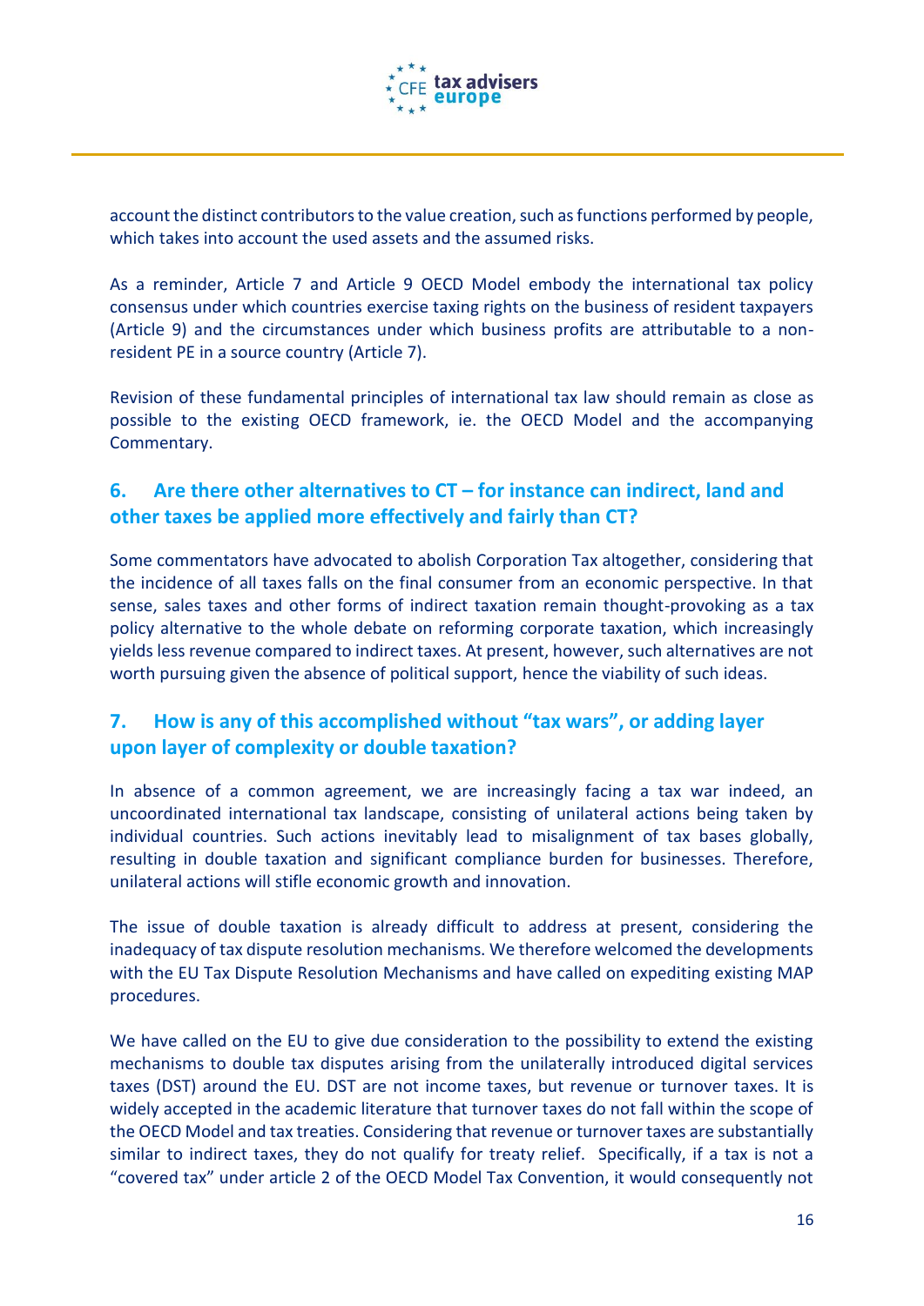account the distinct contributors to the value creation, such as functions performed by people, which takes into account the used assets and the assumed risks.

As a reminder, Article 7 and Article 9 OECD Model embody the international tax policy consensus under which countries exercise taxing rights on the business of resident taxpayers (Article 9) and the circumstances under which business profits are attributable to a non-resident PE in a source country (Article 7).

Revision of these fundamental principles of international tax law should remain as close as possible to the existing OECD framework, ie. the OECD Model and the accompanying Commentary.

## 6. Are there other alternatives to CT – for instance can indirect, land and other taxes be applied more effectively and fairly than CT?

Some commentators have advocated to abolish Corporation Tax altogether, considering that the incidence of all taxes falls on the final consumer from an economic perspective. In that sense, sales taxes and other forms of indirect taxation remain thought-provoking as a tax policy alternative to the whole debate on reforming corporate taxation, which increasingly yields less revenue compared to indirect taxes. At present, however, such alternatives are not worth pursuing given the absence of political support, hence the viability of such ideas.

## 7. How is any of this accomplished without "tax wars", or adding layer upon layer of complexity or double taxation?

In absence of a common agreement, we are increasingly facing a tax war indeed, an uncoordinated international tax landscape, consisting of unilateral actions being taken by individual countries. Such actions inevitably lead to misalignment of tax bases globally, resulting in double taxation and significant compliance burden for businesses. Therefore, unilateral actions will stifle economic growth and innovation.

The issue of double taxation is already difficult to address at present, considering the inadequacy of tax dispute resolution mechanisms. We therefore welcomed the developments with the EU Tax Dispute Resolution Mechanisms and have called on expediting existing MAP procedures.

We have called on the EU to give due consideration to the possibility to extend the existing mechanisms to double tax disputes arising from the unilaterally introduced digital services taxes (DST) around the EU. DST are not income taxes, but revenue or turnover taxes. It is widely accepted in the academic literature that turnover taxes do not fall within the scope of the OECD Model and tax treaties. Considering that revenue or turnover taxes are substantially similar to indirect taxes, they do not qualify for treaty relief. Specifically, if a tax is not a "covered tax" under article 2 of the OECD Model Tax Convention, it would consequently not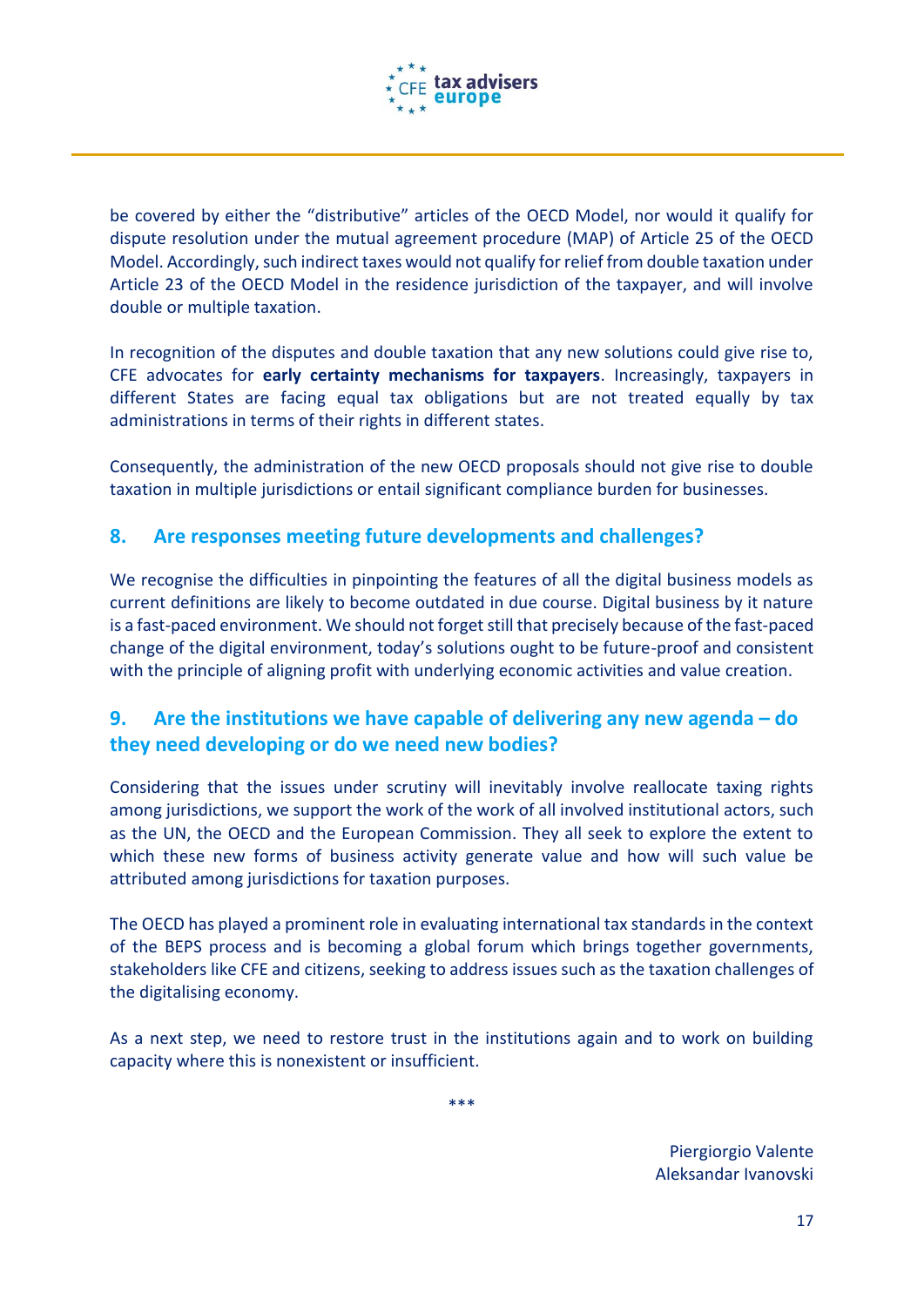be covered by either the "distributive" articles of the OECD Model, nor would it qualify for dispute resolution under the mutual agreement procedure (MAP) of Article 25 of the OECD Model. Accordingly, such indirect taxes would not qualify for relief from double taxation under Article 23 of the OECD Model in the residence jurisdiction of the taxpayer, and will involve double or multiple taxation.

In recognition of the disputes and double taxation that any new solutions could give rise to, CFE advocates for **early certainty mechanisms for taxpayers**. Increasingly, taxpayers in different States are facing equal tax obligations but are not treated equally by tax administrations in terms of their rights in different states.

Consequently, the administration of the new OECD proposals should not give rise to double taxation in multiple jurisdictions or entail significant compliance burden for businesses.

## 8. Are responses meeting future developments and challenges?

We recognise the difficulties in pinpointing the features of all the digital business models as current definitions are likely to become outdated in due course. Digital business by it nature is a fast-paced environment. We should not forget still that precisely because of the fast-paced change of the digital environment, today's solutions ought to be future-proof and consistent with the principle of aligning profit with underlying economic activities and value creation.

## 9. Are the institutions we have capable of delivering any new agenda – do they need developing or do we need new bodies?

Considering that the issues under scrutiny will inevitably involve reallocate taxing rights among jurisdictions, we support the work of the work of all involved institutional actors, such as the UN, the OECD and the European Commission. They all seek to explore the extent to which these new forms of business activity generate value and how will such value be attributed among jurisdictions for taxation purposes.

The OECD has played a prominent role in evaluating international tax standards in the context of the BEPS process and is becoming a global forum which brings together governments, stakeholders like CFE and citizens, seeking to address issues such as the taxation challenges of the digitalising economy.

As a next step, we need to restore trust in the institutions again and to work on building capacity where this is nonexistent or insufficient.

\*\*\*

Piergiorgio Valente
Aleksandar Ivanovski